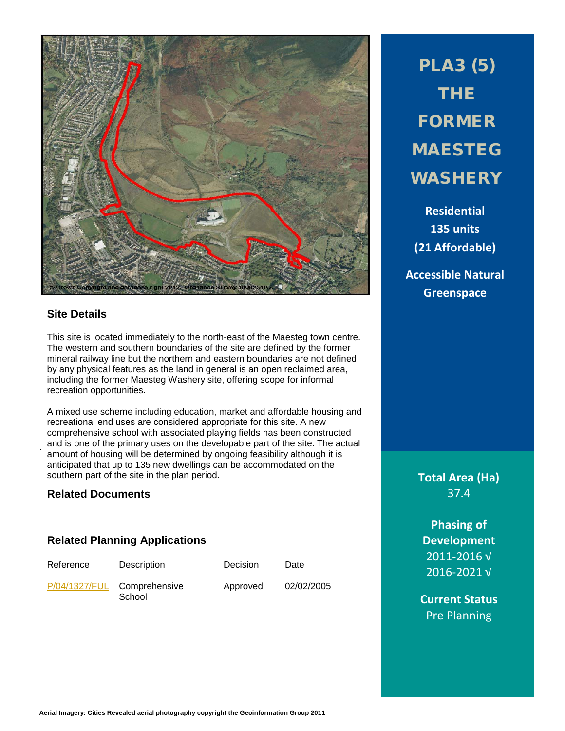# PLA3 (5) THE FORMER MAESTEG WASHERY

**Residential**
**135 units**
**(21 Affordable)**

**Accessible Natural Greenspace**

## Site Details

This site is located immediately to the north-east of the Maesteg town centre. The western and southern boundaries of the site are defined by the former mineral railway line but the northern and eastern boundaries are not defined by any physical features as the land in general is an open reclaimed area, including the former Maesteg Washery site, offering scope for informal recreation opportunities.

A mixed use scheme including education, market and affordable housing and recreational end uses are considered appropriate for this site. A new comprehensive school with associated playing fields has been constructed and is one of the primary uses on the developable part of the site. The actual amount of housing will be determined by ongoing feasibility although it is anticipated that up to 135 new dwellings can be accommodated on the southern part of the site in the plan period.

## Related Documents

## Related Planning Applications

| Reference | Description | Decision | Date |
|---|---|---|---|
| P/04/1327/FUL | Comprehensive School | Approved | 02/02/2005 |

**Total Area (Ha)**
37.4

**Phasing of Development**
2011-2016 √
2016-2021 √

**Current Status**
Pre Planning

Aerial Imagery: Cities Revealed aerial photography copyright the Geoinformation Group 2011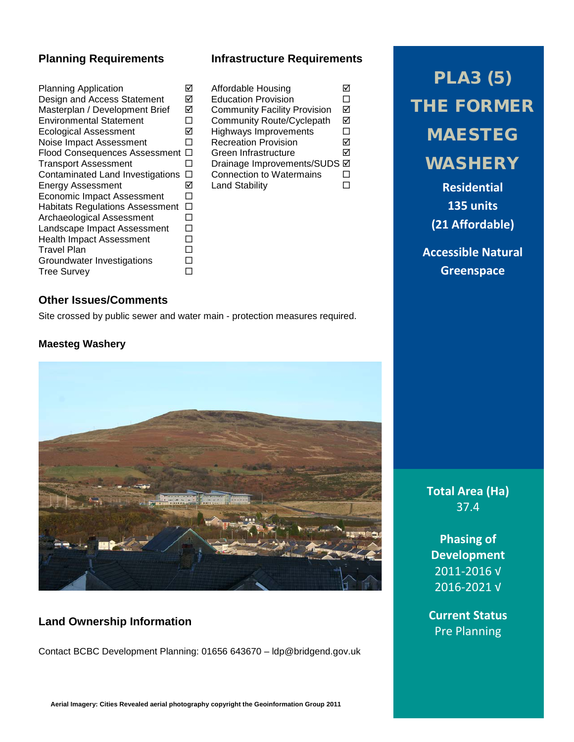## Planning Requirements

| | |
|---|---|
| Planning Application | ☑ |
| Design and Access Statement | ☑ |
| Masterplan / Development Brief | ☑ |
| Environmental Statement | ☐ |
| Ecological Assessment | ☑ |
| Noise Impact Assessment | ☐ |
| Flood Consequences Assessment | ☐ |
| Transport Assessment | ☐ |
| Contaminated Land Investigations | ☐ |
| Energy Assessment | ☑ |
| Economic Impact Assessment | ☐ |
| Habitats Regulations Assessment | ☐ |
| Archaeological Assessment | ☐ |
| Landscape Impact Assessment | ☐ |
| Health Impact Assessment | ☐ |
| Travel Plan | ☐ |
| Groundwater Investigations | ☐ |
| Tree Survey | ☐ |

## Infrastructure Requirements

| | |
|---|---|
| Affordable Housing | ☑ |
| Education Provision | ☐ |
| Community Facility Provision | ☑ |
| Community Route/Cyclepath | ☑ |
| Highways Improvements | ☐ |
| Recreation Provision | ☑ |
| Green Infrastructure | ☑ |
| Drainage Improvements/SUDS | ☑ |
| Connection to Watermains | ☐ |
| Land Stability | ☐ |

# PLA3 (5) THE FORMER MAESTEG WASHERY

**Residential**
**135 units**
**(21 Affordable)**

**Accessible Natural Greenspace**

**Total Area (Ha)**
37.4

**Phasing of Development**
2011-2016 √
2016-2021 √

**Current Status**
Pre Planning

## Other Issues/Comments

Site crossed by public sewer and water main - protection measures required.

### Maesteg Washery

## Land Ownership Information

Contact BCBC Development Planning: 01656 643670 – ldp@bridgend.gov.uk

**Aerial Imagery: Cities Revealed aerial photography copyright the Geoinformation Group 2011**